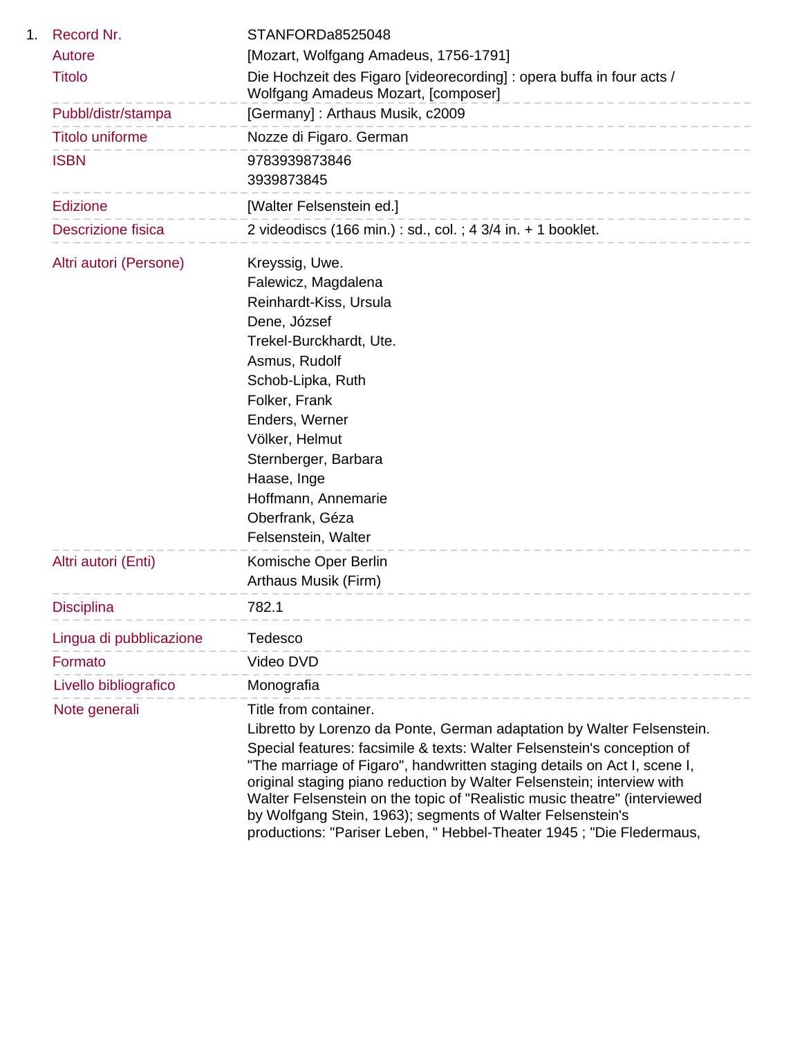1.

| | |
|---|---|
| Record Nr. | STANFORDa8525048 |
| Autore | [Mozart, Wolfgang Amadeus, 1756-1791] |
| Titolo | Die Hochzeit des Figaro [videorecording] : opera buffa in four acts / Wolfgang Amadeus Mozart, [composer] |
| Pubbl/distr/stampa | [Germany] : Arthaus Musik, c2009 |
| Titolo uniforme | Nozze di Figaro. German |
| ISBN | 9783939873846<br>3939873845 |
| Edizione | [Walter Felsenstein ed.] |
| Descrizione fisica | 2 videodiscs (166 min.) : sd., col. ; 4 3/4 in. + 1 booklet. |
| Altri autori (Persone) | Kreyssig, Uwe.<br>Falewicz, Magdalena<br>Reinhardt-Kiss, Ursula<br>Dene, József<br>Trekel-Burckhardt, Ute.<br>Asmus, Rudolf<br>Schob-Lipka, Ruth<br>Folker, Frank<br>Enders, Werner<br>Völker, Helmut<br>Sternberger, Barbara<br>Haase, Inge<br>Hoffmann, Annemarie<br>Oberfrank, Géza<br>Felsenstein, Walter |
| Altri autori (Enti) | Komische Oper Berlin<br>Arthaus Musik (Firm) |
| Disciplina | 782.1 |
| Lingua di pubblicazione | Tedesco |
| Formato | Video DVD |
| Livello bibliografico | Monografia |
| Note generali | Title from container.<br>Libretto by Lorenzo da Ponte, German adaptation by Walter Felsenstein.<br>Special features: facsimile & texts: Walter Felsenstein's conception of "The marriage of Figaro", handwritten staging details on Act I, scene I, original staging piano reduction by Walter Felsenstein; interview with Walter Felsenstein on the topic of "Realistic music theatre" (interviewed by Wolfgang Stein, 1963); segments of Walter Felsenstein's productions: "Pariser Leben, " Hebbel-Theater 1945 ; "Die Fledermaus, |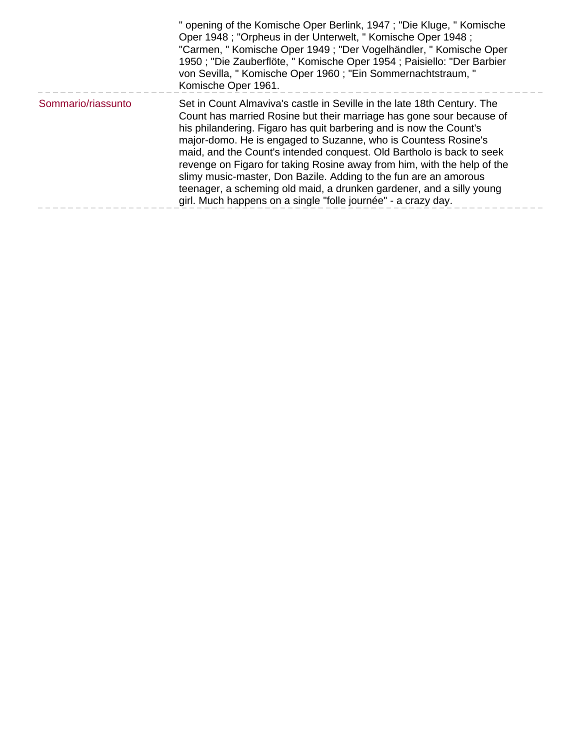| | |
|---|---|
| | " opening of the Komische Oper Berlink, 1947 ; "Die Kluge, " Komische Oper 1948 ; "Orpheus in der Unterwelt, " Komische Oper 1948 ; "Carmen, " Komische Oper 1949 ; "Der Vogelhändler, " Komische Oper 1950 ; "Die Zauberflöte, " Komische Oper 1954 ; Paisiello: "Der Barbier von Sevilla, " Komische Oper 1960 ; "Ein Sommernachtstraum, " Komische Oper 1961. |
| Sommario/riassunto | Set in Count Almaviva's castle in Seville in the late 18th Century. The Count has married Rosine but their marriage has gone sour because of his philandering. Figaro has quit barbering and is now the Count's major-domo. He is engaged to Suzanne, who is Countess Rosine's maid, and the Count's intended conquest. Old Bartholo is back to seek revenge on Figaro for taking Rosine away from him, with the help of the slimy music-master, Don Bazile. Adding to the fun are an amorous teenager, a scheming old maid, a drunken gardener, and a silly young girl. Much happens on a single "folle journée" - a crazy day. |